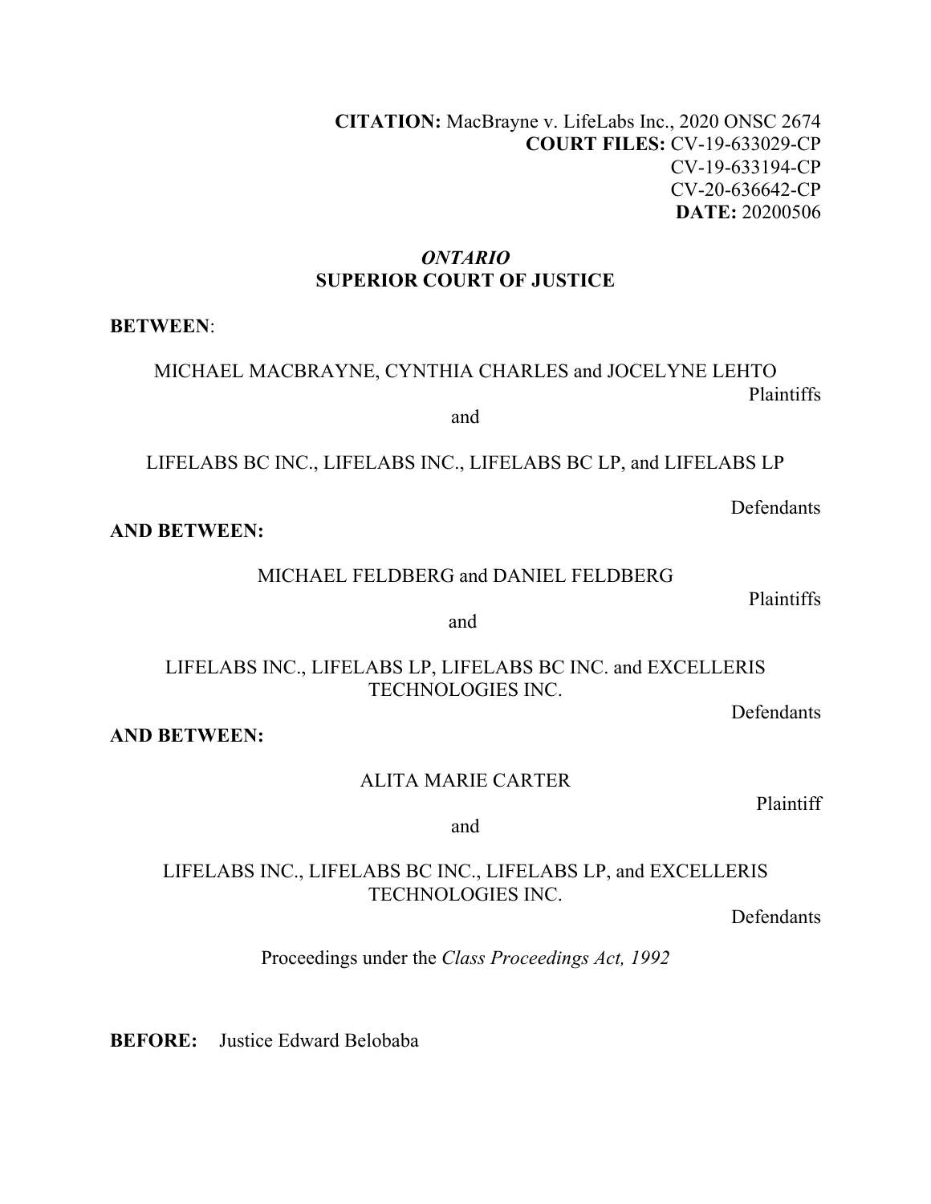**CITATION:** MacBrayne v. LifeLabs Inc., 2020 ONSC 2674
**COURT FILES:** CV-19-633029-CP
CV-19-633194-CP
CV-20-636642-CP
**DATE:** 20200506

*ONTARIO*
**SUPERIOR COURT OF JUSTICE**

**BETWEEN**:

MICHAEL MACBRAYNE, CYNTHIA CHARLES and JOCELYNE LEHTO
Plaintiffs

and

LIFELABS BC INC., LIFELABS INC., LIFELABS BC LP, and LIFELABS LP

Defendants

**AND BETWEEN:**

MICHAEL FELDBERG and DANIEL FELDBERG

Plaintiffs

and

LIFELABS INC., LIFELABS LP, LIFELABS BC INC. and EXCELLERIS TECHNOLOGIES INC.

Defendants

**AND BETWEEN:**

ALITA MARIE CARTER

Plaintiff

and

LIFELABS INC., LIFELABS BC INC., LIFELABS LP, and EXCELLERIS TECHNOLOGIES INC.

Defendants

Proceedings under the *Class Proceedings Act, 1992*

**BEFORE:** Justice Edward Belobaba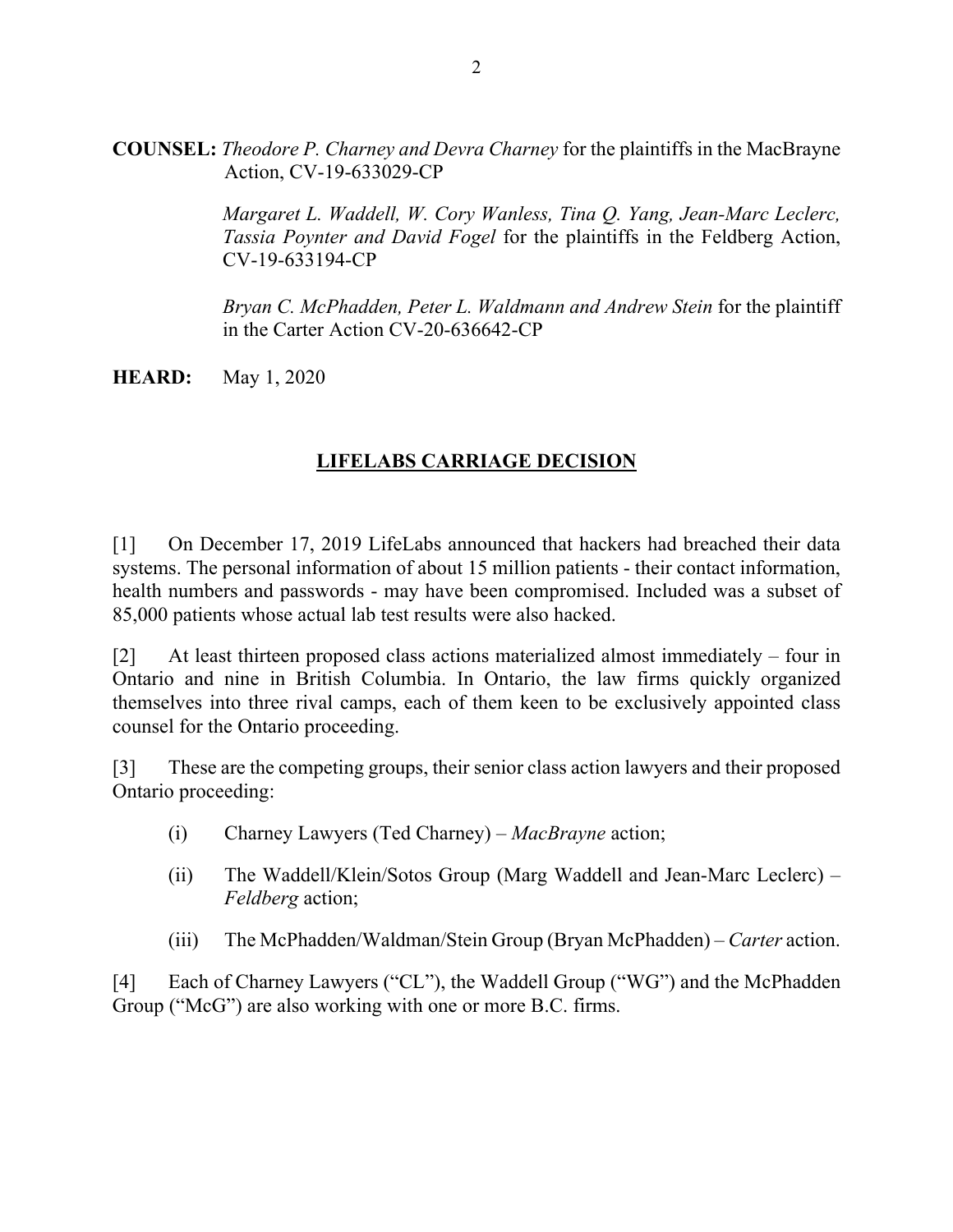**COUNSEL:** *Theodore P. Charney and Devra Charney* for the plaintiffs in the MacBrayne Action, CV-19-633029-CP

*Margaret L. Waddell, W. Cory Wanless, Tina Q. Yang, Jean-Marc Leclerc, Tassia Poynter and David Fogel* for the plaintiffs in the Feldberg Action, CV-19-633194-CP

*Bryan C. McPhadden, Peter L. Waldmann and Andrew Stein* for the plaintiff in the Carter Action CV-20-636642-CP

**HEARD:** May 1, 2020

## LIFELABS CARRIAGE DECISION

[1] On December 17, 2019 LifeLabs announced that hackers had breached their data systems. The personal information of about 15 million patients - their contact information, health numbers and passwords - may have been compromised. Included was a subset of 85,000 patients whose actual lab test results were also hacked.

[2] At least thirteen proposed class actions materialized almost immediately – four in Ontario and nine in British Columbia. In Ontario, the law firms quickly organized themselves into three rival camps, each of them keen to be exclusively appointed class counsel for the Ontario proceeding.

[3] These are the competing groups, their senior class action lawyers and their proposed Ontario proceeding:

(i) Charney Lawyers (Ted Charney) – *MacBrayne* action;

(ii) The Waddell/Klein/Sotos Group (Marg Waddell and Jean-Marc Leclerc) – *Feldberg* action;

(iii) The McPhadden/Waldman/Stein Group (Bryan McPhadden) – *Carter* action.

[4] Each of Charney Lawyers ("CL"), the Waddell Group ("WG") and the McPhadden Group ("McG") are also working with one or more B.C. firms.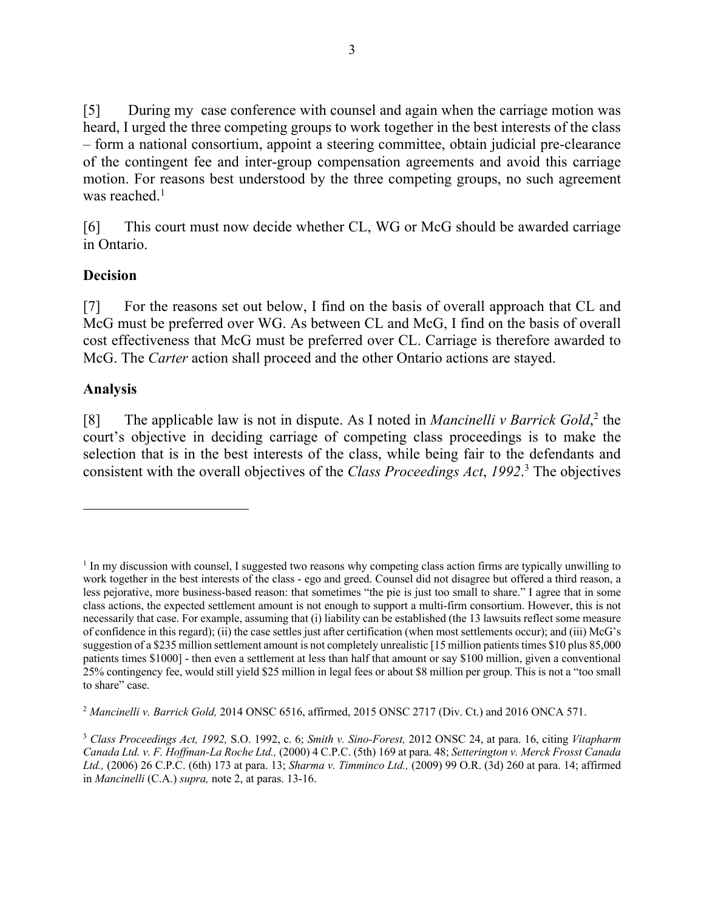[5] During my case conference with counsel and again when the carriage motion was heard, I urged the three competing groups to work together in the best interests of the class – form a national consortium, appoint a steering committee, obtain judicial pre-clearance of the contingent fee and inter-group compensation agreements and avoid this carriage motion. For reasons best understood by the three competing groups, no such agreement was reached.[1]

[6] This court must now decide whether CL, WG or McG should be awarded carriage in Ontario.

**Decision**

[7] For the reasons set out below, I find on the basis of overall approach that CL and McG must be preferred over WG. As between CL and McG, I find on the basis of overall cost effectiveness that McG must be preferred over CL. Carriage is therefore awarded to McG. The *Carter* action shall proceed and the other Ontario actions are stayed.

**Analysis**

[8] The applicable law is not in dispute. As I noted in *Mancinelli v Barrick Gold*,[2] the court's objective in deciding carriage of competing class proceedings is to make the selection that is in the best interests of the class, while being fair to the defendants and consistent with the overall objectives of the *Class Proceedings Act*, *1992*.[3] The objectives

---

[1] In my discussion with counsel, I suggested two reasons why competing class action firms are typically unwilling to work together in the best interests of the class - ego and greed. Counsel did not disagree but offered a third reason, a less pejorative, more business-based reason: that sometimes "the pie is just too small to share." I agree that in some class actions, the expected settlement amount is not enough to support a multi-firm consortium. However, this is not necessarily that case. For example, assuming that (i) liability can be established (the 13 lawsuits reflect some measure of confidence in this regard); (ii) the case settles just after certification (when most settlements occur); and (iii) McG's suggestion of a $235 million settlement amount is not completely unrealistic [15 million patients times $10 plus 85,000 patients times $1000] - then even a settlement at less than half that amount or say $100 million, given a conventional 25% contingency fee, would still yield $25 million in legal fees or about $8 million per group. This is not a "too small to share" case.

[2] *Mancinelli v. Barrick Gold,* 2014 ONSC 6516, affirmed, 2015 ONSC 2717 (Div. Ct.) and 2016 ONCA 571.

[3] *Class Proceedings Act, 1992,* S.O. 1992, c. 6; *Smith v. Sino-Forest,* 2012 ONSC 24, at para. 16, citing *Vitapharm Canada Ltd. v. F. Hoffman-La Roche Ltd.,* (2000) 4 C.P.C. (5th) 169 at para. 48; *Setterington v. Merck Frosst Canada Ltd.,* (2006) 26 C.P.C. (6th) 173 at para. 13; *Sharma v. Timminco Ltd.,* (2009) 99 O.R. (3d) 260 at para. 14; affirmed in *Mancinelli* (C.A.) *supra,* note 2, at paras. 13-16.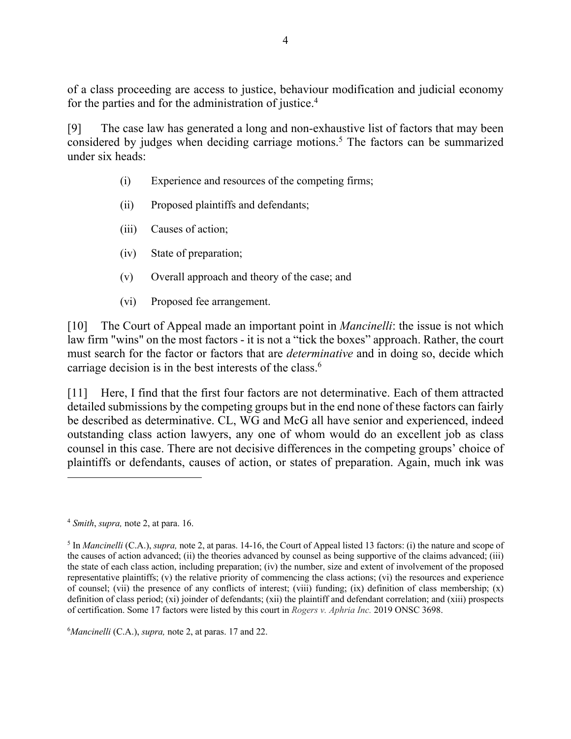of a class proceeding are access to justice, behaviour modification and judicial economy for the parties and for the administration of justice.[4]

[9] The case law has generated a long and non-exhaustive list of factors that may been considered by judges when deciding carriage motions.[5] The factors can be summarized under six heads:

(i) Experience and resources of the competing firms;

(ii) Proposed plaintiffs and defendants;

(iii) Causes of action;

(iv) State of preparation;

(v) Overall approach and theory of the case; and

(vi) Proposed fee arrangement.

[10] The Court of Appeal made an important point in *Mancinelli*: the issue is not which law firm "wins" on the most factors - it is not a "tick the boxes" approach. Rather, the court must search for the factor or factors that are *determinative* and in doing so, decide which carriage decision is in the best interests of the class.[6]

[11] Here, I find that the first four factors are not determinative. Each of them attracted detailed submissions by the competing groups but in the end none of these factors can fairly be described as determinative. CL, WG and McG all have senior and experienced, indeed outstanding class action lawyers, any one of whom would do an excellent job as class counsel in this case. There are not decisive differences in the competing groups' choice of plaintiffs or defendants, causes of action, or states of preparation. Again, much ink was

---

[4] *Smith*, *supra,* note 2, at para. 16.

[5] In *Mancinelli* (C.A.), *supra,* note 2, at paras. 14-16, the Court of Appeal listed 13 factors: (i) the nature and scope of the causes of action advanced; (ii) the theories advanced by counsel as being supportive of the claims advanced; (iii) the state of each class action, including preparation; (iv) the number, size and extent of involvement of the proposed representative plaintiffs; (v) the relative priority of commencing the class actions; (vi) the resources and experience of counsel; (vii) the presence of any conflicts of interest; (viii) funding; (ix) definition of class membership; (x) definition of class period; (xi) joinder of defendants; (xii) the plaintiff and defendant correlation; and (xiii) prospects of certification. Some 17 factors were listed by this court in *Rogers v. Aphria Inc.* 2019 ONSC 3698.

[6] *Mancinelli* (C.A.), *supra,* note 2, at paras. 17 and 22.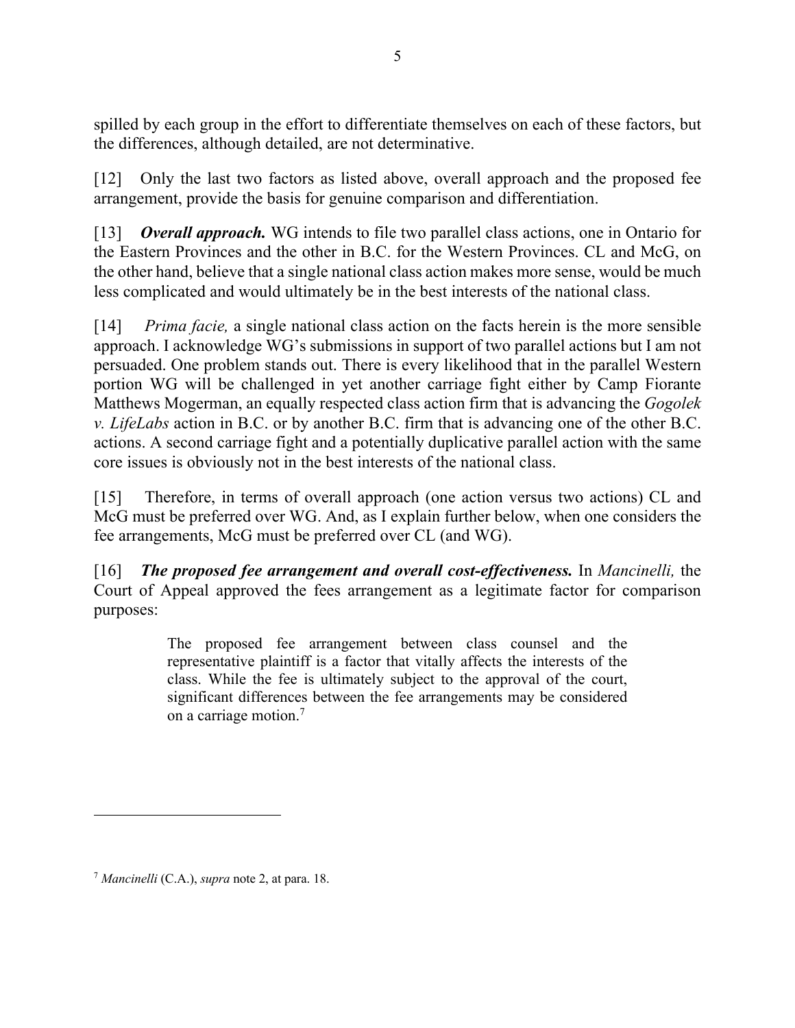spilled by each group in the effort to differentiate themselves on each of these factors, but the differences, although detailed, are not determinative.

[12] Only the last two factors as listed above, overall approach and the proposed fee arrangement, provide the basis for genuine comparison and differentiation.

[13] ***Overall approach.*** WG intends to file two parallel class actions, one in Ontario for the Eastern Provinces and the other in B.C. for the Western Provinces. CL and McG, on the other hand, believe that a single national class action makes more sense, would be much less complicated and would ultimately be in the best interests of the national class.

[14] *Prima facie,* a single national class action on the facts herein is the more sensible approach. I acknowledge WG's submissions in support of two parallel actions but I am not persuaded. One problem stands out. There is every likelihood that in the parallel Western portion WG will be challenged in yet another carriage fight either by Camp Fiorante Matthews Mogerman, an equally respected class action firm that is advancing the *Gogolek v. LifeLabs* action in B.C. or by another B.C. firm that is advancing one of the other B.C. actions. A second carriage fight and a potentially duplicative parallel action with the same core issues is obviously not in the best interests of the national class.

[15] Therefore, in terms of overall approach (one action versus two actions) CL and McG must be preferred over WG. And, as I explain further below, when one considers the fee arrangements, McG must be preferred over CL (and WG).

[16] ***The proposed fee arrangement and overall cost-effectiveness.*** In *Mancinelli,* the Court of Appeal approved the fees arrangement as a legitimate factor for comparison purposes:

> The proposed fee arrangement between class counsel and the representative plaintiff is a factor that vitally affects the interests of the class. While the fee is ultimately subject to the approval of the court, significant differences between the fee arrangements may be considered on a carriage motion.[7]

---

[7] *Mancinelli* (C.A.), *supra* note 2, at para. 18.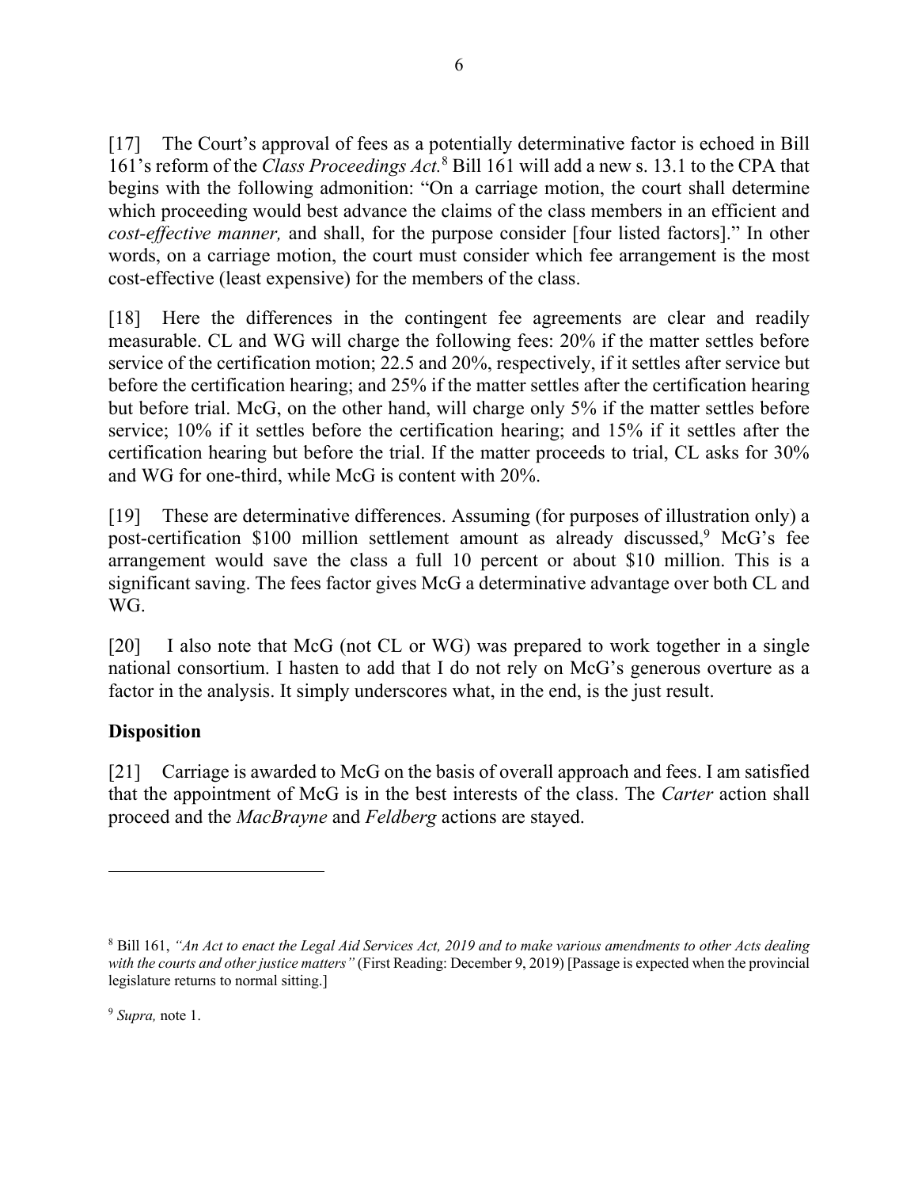[17] The Court's approval of fees as a potentially determinative factor is echoed in Bill 161's reform of the *Class Proceedings Act.*[8] Bill 161 will add a new s. 13.1 to the CPA that begins with the following admonition: "On a carriage motion, the court shall determine which proceeding would best advance the claims of the class members in an efficient and *cost-effective manner,* and shall, for the purpose consider [four listed factors]." In other words, on a carriage motion, the court must consider which fee arrangement is the most cost-effective (least expensive) for the members of the class.

[18] Here the differences in the contingent fee agreements are clear and readily measurable. CL and WG will charge the following fees: 20% if the matter settles before service of the certification motion; 22.5 and 20%, respectively, if it settles after service but before the certification hearing; and 25% if the matter settles after the certification hearing but before trial. McG, on the other hand, will charge only 5% if the matter settles before service; 10% if it settles before the certification hearing; and 15% if it settles after the certification hearing but before the trial. If the matter proceeds to trial, CL asks for 30% and WG for one-third, while McG is content with 20%.

[19] These are determinative differences. Assuming (for purposes of illustration only) a post-certification $100 million settlement amount as already discussed,[9] McG's fee arrangement would save the class a full 10 percent or about $10 million. This is a significant saving. The fees factor gives McG a determinative advantage over both CL and WG.

[20] I also note that McG (not CL or WG) was prepared to work together in a single national consortium. I hasten to add that I do not rely on McG's generous overture as a factor in the analysis. It simply underscores what, in the end, is the just result.

**Disposition**

[21] Carriage is awarded to McG on the basis of overall approach and fees. I am satisfied that the appointment of McG is in the best interests of the class. The *Carter* action shall proceed and the *MacBrayne* and *Feldberg* actions are stayed.

---

[8] Bill 161, *"An Act to enact the Legal Aid Services Act, 2019 and to make various amendments to other Acts dealing with the courts and other justice matters"* (First Reading: December 9, 2019) [Passage is expected when the provincial legislature returns to normal sitting.]

[9] *Supra,* note 1.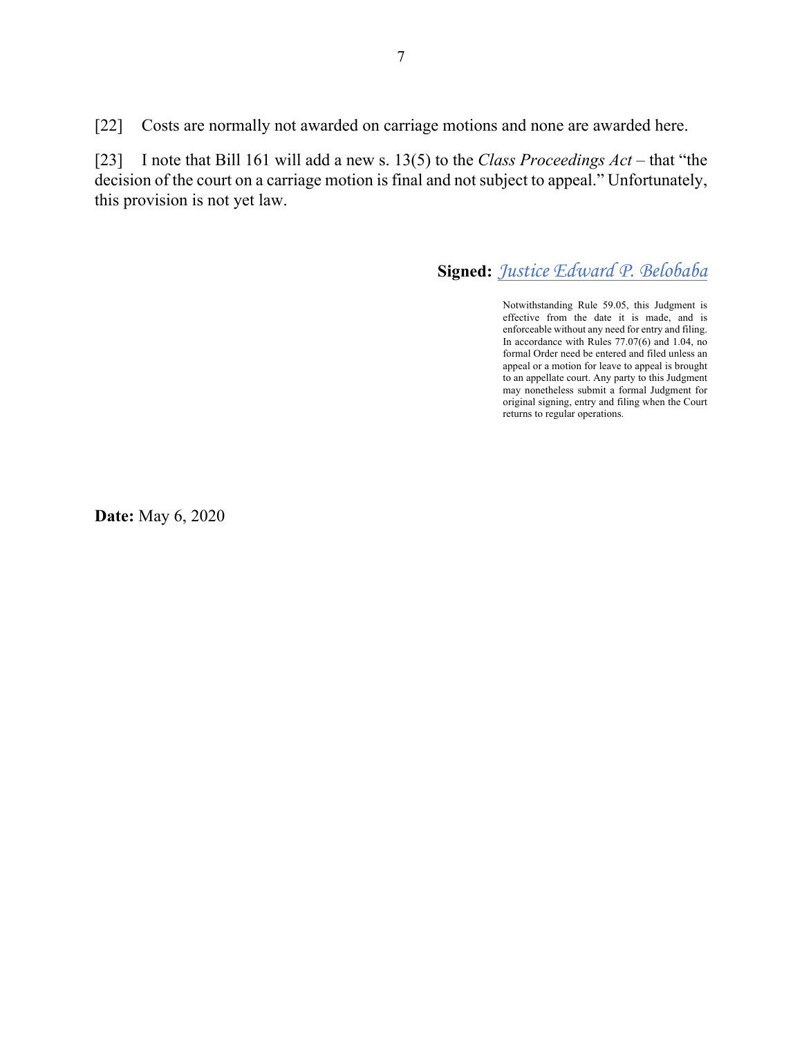[22] Costs are normally not awarded on carriage motions and none are awarded here.

[23] I note that Bill 161 will add a new s. 13(5) to the *Class Proceedings Act* – that "the decision of the court on a carriage motion is final and not subject to appeal." Unfortunately, this provision is not yet law.

**Signed:** *Justice Edward P. Belobaba*

Notwithstanding Rule 59.05, this Judgment is effective from the date it is made, and is enforceable without any need for entry and filing. In accordance with Rules 77.07(6) and 1.04, no formal Order need be entered and filed unless an appeal or a motion for leave to appeal is brought to an appellate court. Any party to this Judgment may nonetheless submit a formal Judgment for original signing, entry and filing when the Court returns to regular operations.

**Date:** May 6, 2020